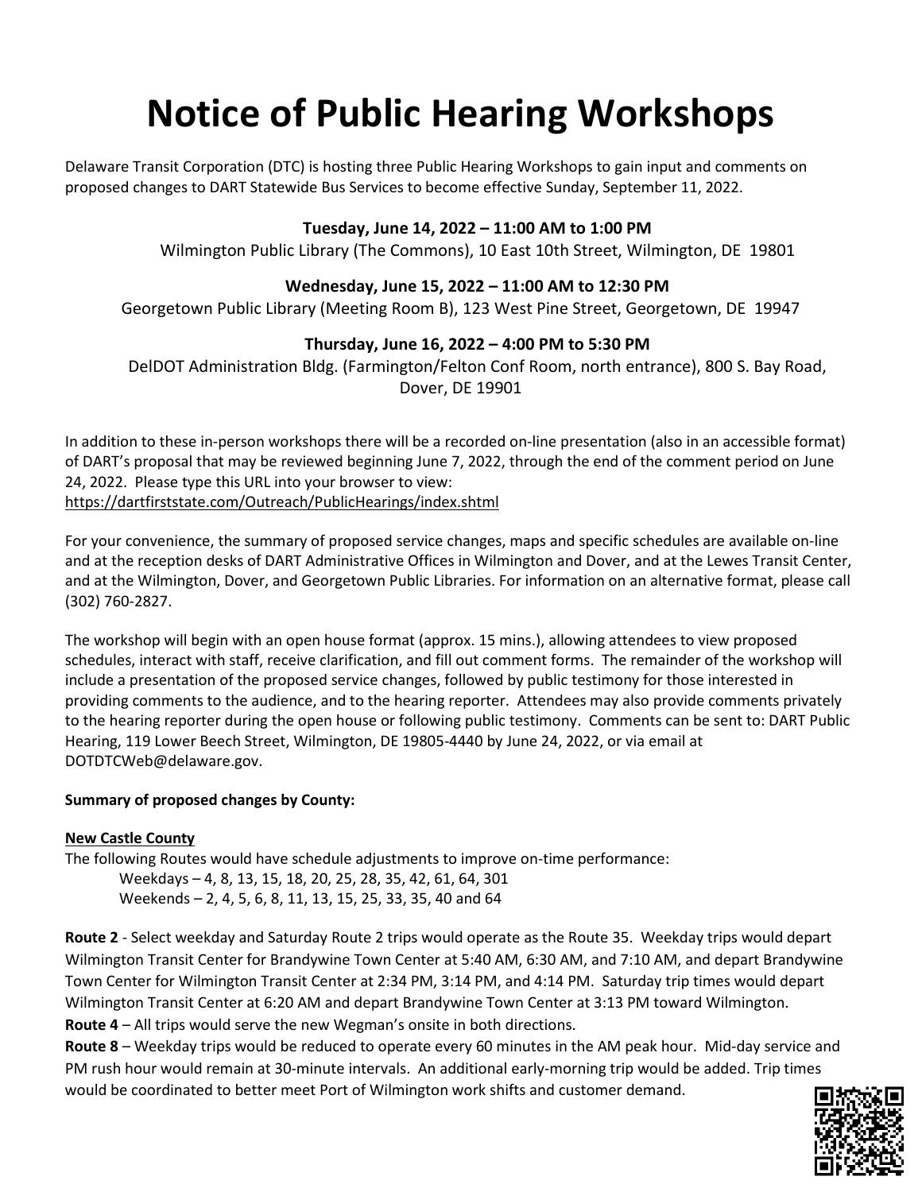# Notice of Public Hearing Workshops

Delaware Transit Corporation (DTC) is hosting three Public Hearing Workshops to gain input and comments on proposed changes to DART Statewide Bus Services to become effective Sunday, September 11, 2022.

**Tuesday, June 14, 2022 – 11:00 AM to 1:00 PM**
Wilmington Public Library (The Commons), 10 East 10th Street, Wilmington, DE 19801

**Wednesday, June 15, 2022 – 11:00 AM to 12:30 PM**
Georgetown Public Library (Meeting Room B), 123 West Pine Street, Georgetown, DE 19947

**Thursday, June 16, 2022 – 4:00 PM to 5:30 PM**
DelDOT Administration Bldg. (Farmington/Felton Conf Room, north entrance), 800 S. Bay Road, Dover, DE 19901

In addition to these in-person workshops there will be a recorded on-line presentation (also in an accessible format) of DART's proposal that may be reviewed beginning June 7, 2022, through the end of the comment period on June 24, 2022. Please type this URL into your browser to view:
https://dartfirststate.com/Outreach/PublicHearings/index.shtml

For your convenience, the summary of proposed service changes, maps and specific schedules are available on-line and at the reception desks of DART Administrative Offices in Wilmington and Dover, and at the Lewes Transit Center, and at the Wilmington, Dover, and Georgetown Public Libraries. For information on an alternative format, please call (302) 760-2827.

The workshop will begin with an open house format (approx. 15 mins.), allowing attendees to view proposed schedules, interact with staff, receive clarification, and fill out comment forms. The remainder of the workshop will include a presentation of the proposed service changes, followed by public testimony for those interested in providing comments to the audience, and to the hearing reporter. Attendees may also provide comments privately to the hearing reporter during the open house or following public testimony. Comments can be sent to: DART Public Hearing, 119 Lower Beech Street, Wilmington, DE 19805-4440 by June 24, 2022, or via email at DOTDTCWeb@delaware.gov.

**Summary of proposed changes by County:**

**New Castle County**

The following Routes would have schedule adjustments to improve on-time performance:

- Weekdays – 4, 8, 13, 15, 18, 20, 25, 28, 35, 42, 61, 64, 301
- Weekends – 2, 4, 5, 6, 8, 11, 13, 15, 25, 33, 35, 40 and 64

**Route 2** - Select weekday and Saturday Route 2 trips would operate as the Route 35. Weekday trips would depart Wilmington Transit Center for Brandywine Town Center at 5:40 AM, 6:30 AM, and 7:10 AM, and depart Brandywine Town Center for Wilmington Transit Center at 2:34 PM, 3:14 PM, and 4:14 PM. Saturday trip times would depart Wilmington Transit Center at 6:20 AM and depart Brandywine Town Center at 3:13 PM toward Wilmington.

**Route 4** – All trips would serve the new Wegman's onsite in both directions.

**Route 8** – Weekday trips would be reduced to operate every 60 minutes in the AM peak hour. Mid-day service and PM rush hour would remain at 30-minute intervals. An additional early-morning trip would be added. Trip times would be coordinated to better meet Port of Wilmington work shifts and customer demand.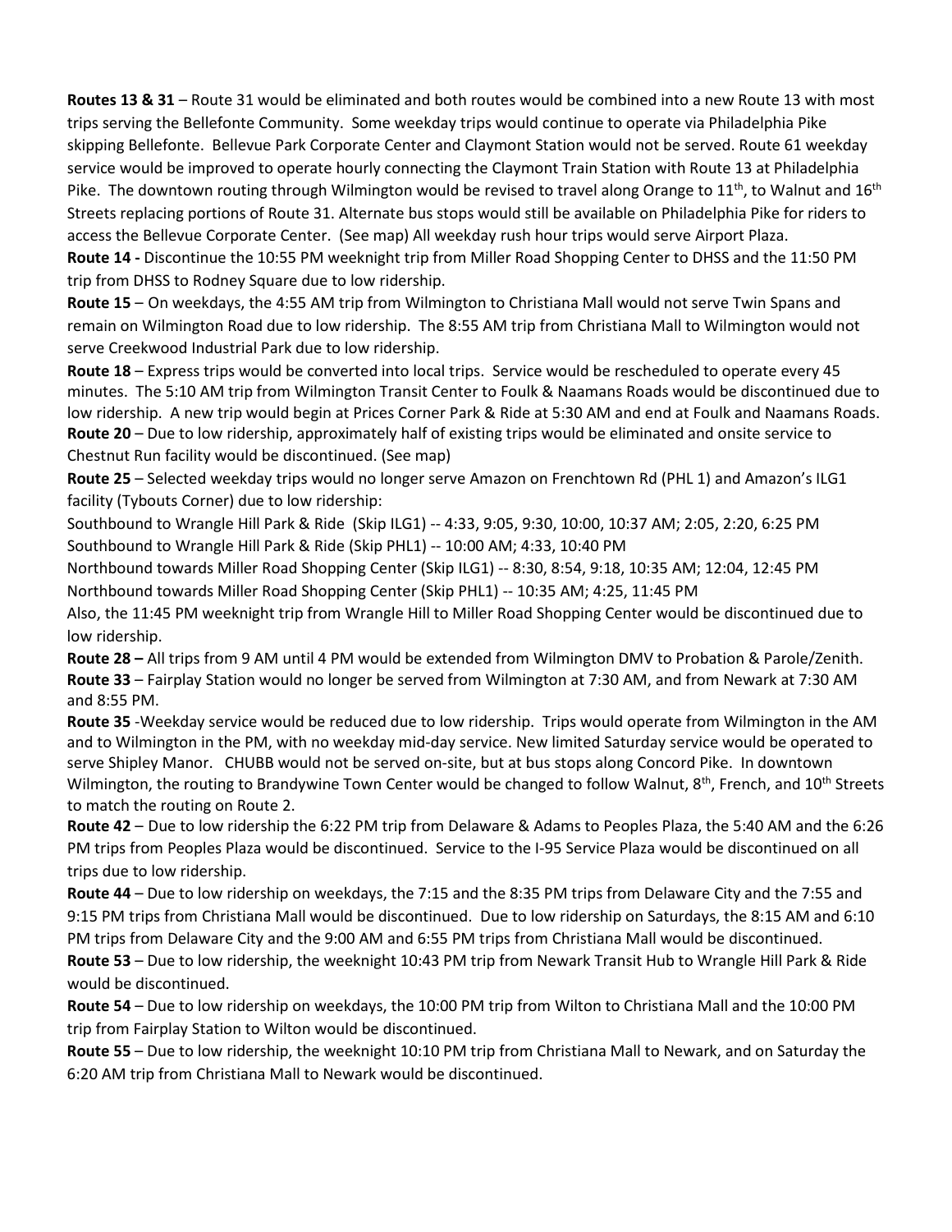**Routes 13 & 31** – Route 31 would be eliminated and both routes would be combined into a new Route 13 with most trips serving the Bellefonte Community. Some weekday trips would continue to operate via Philadelphia Pike skipping Bellefonte. Bellevue Park Corporate Center and Claymont Station would not be served. Route 61 weekday service would be improved to operate hourly connecting the Claymont Train Station with Route 13 at Philadelphia Pike. The downtown routing through Wilmington would be revised to travel along Orange to 11th, to Walnut and 16th Streets replacing portions of Route 31. Alternate bus stops would still be available on Philadelphia Pike for riders to access the Bellevue Corporate Center. (See map) All weekday rush hour trips would serve Airport Plaza.

**Route 14 -** Discontinue the 10:55 PM weeknight trip from Miller Road Shopping Center to DHSS and the 11:50 PM trip from DHSS to Rodney Square due to low ridership.

**Route 15** – On weekdays, the 4:55 AM trip from Wilmington to Christiana Mall would not serve Twin Spans and remain on Wilmington Road due to low ridership. The 8:55 AM trip from Christiana Mall to Wilmington would not serve Creekwood Industrial Park due to low ridership.

**Route 18** – Express trips would be converted into local trips. Service would be rescheduled to operate every 45 minutes. The 5:10 AM trip from Wilmington Transit Center to Foulk & Naamans Roads would be discontinued due to low ridership. A new trip would begin at Prices Corner Park & Ride at 5:30 AM and end at Foulk and Naamans Roads.

**Route 20** – Due to low ridership, approximately half of existing trips would be eliminated and onsite service to Chestnut Run facility would be discontinued. (See map)

**Route 25** – Selected weekday trips would no longer serve Amazon on Frenchtown Rd (PHL 1) and Amazon's ILG1 facility (Tybouts Corner) due to low ridership:

Southbound to Wrangle Hill Park & Ride (Skip ILG1) -- 4:33, 9:05, 9:30, 10:00, 10:37 AM; 2:05, 2:20, 6:25 PM

Southbound to Wrangle Hill Park & Ride (Skip PHL1) -- 10:00 AM; 4:33, 10:40 PM

Northbound towards Miller Road Shopping Center (Skip ILG1) -- 8:30, 8:54, 9:18, 10:35 AM; 12:04, 12:45 PM

Northbound towards Miller Road Shopping Center (Skip PHL1) -- 10:35 AM; 4:25, 11:45 PM

Also, the 11:45 PM weeknight trip from Wrangle Hill to Miller Road Shopping Center would be discontinued due to low ridership.

**Route 28 –** All trips from 9 AM until 4 PM would be extended from Wilmington DMV to Probation & Parole/Zenith.

**Route 33** – Fairplay Station would no longer be served from Wilmington at 7:30 AM, and from Newark at 7:30 AM and 8:55 PM.

**Route 35** -Weekday service would be reduced due to low ridership. Trips would operate from Wilmington in the AM and to Wilmington in the PM, with no weekday mid-day service. New limited Saturday service would be operated to serve Shipley Manor. CHUBB would not be served on-site, but at bus stops along Concord Pike. In downtown Wilmington, the routing to Brandywine Town Center would be changed to follow Walnut, 8th, French, and 10th Streets to match the routing on Route 2.

**Route 42** – Due to low ridership the 6:22 PM trip from Delaware & Adams to Peoples Plaza, the 5:40 AM and the 6:26 PM trips from Peoples Plaza would be discontinued. Service to the I-95 Service Plaza would be discontinued on all trips due to low ridership.

**Route 44** – Due to low ridership on weekdays, the 7:15 and the 8:35 PM trips from Delaware City and the 7:55 and 9:15 PM trips from Christiana Mall would be discontinued. Due to low ridership on Saturdays, the 8:15 AM and 6:10 PM trips from Delaware City and the 9:00 AM and 6:55 PM trips from Christiana Mall would be discontinued.

**Route 53** – Due to low ridership, the weeknight 10:43 PM trip from Newark Transit Hub to Wrangle Hill Park & Ride would be discontinued.

**Route 54** – Due to low ridership on weekdays, the 10:00 PM trip from Wilton to Christiana Mall and the 10:00 PM trip from Fairplay Station to Wilton would be discontinued.

**Route 55** – Due to low ridership, the weeknight 10:10 PM trip from Christiana Mall to Newark, and on Saturday the 6:20 AM trip from Christiana Mall to Newark would be discontinued.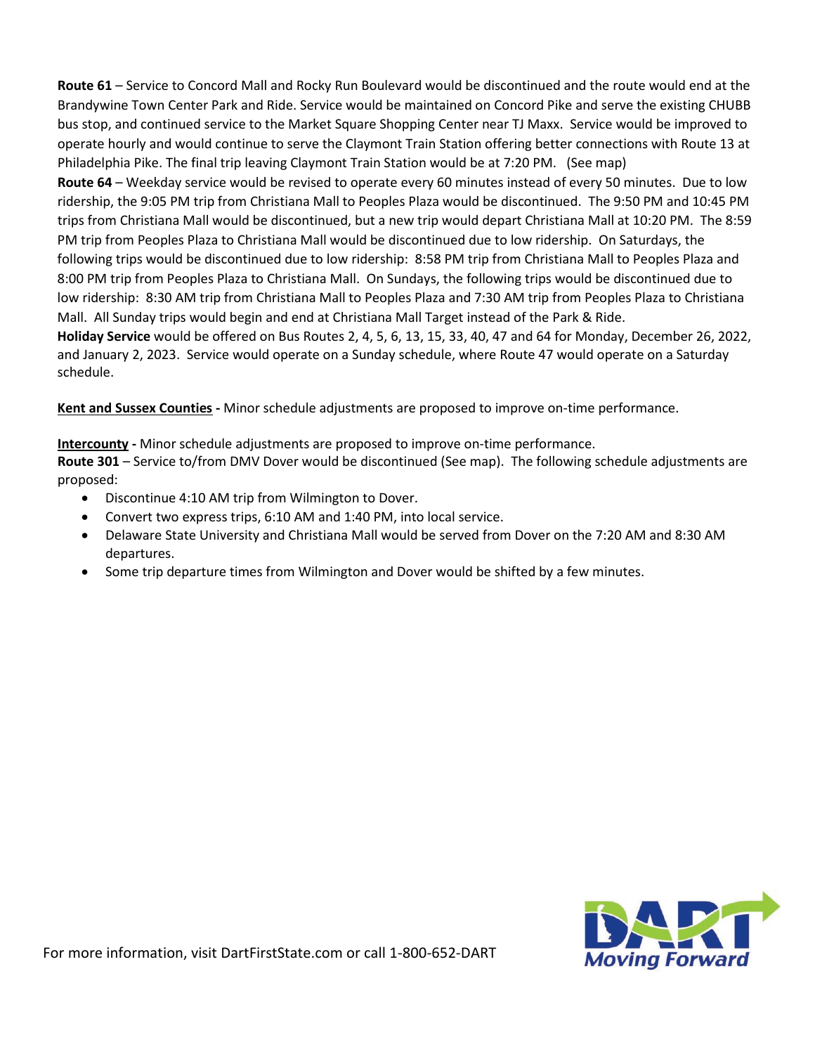**Route 61** – Service to Concord Mall and Rocky Run Boulevard would be discontinued and the route would end at the Brandywine Town Center Park and Ride. Service would be maintained on Concord Pike and serve the existing CHUBB bus stop, and continued service to the Market Square Shopping Center near TJ Maxx. Service would be improved to operate hourly and would continue to serve the Claymont Train Station offering better connections with Route 13 at Philadelphia Pike. The final trip leaving Claymont Train Station would be at 7:20 PM. (See map)

**Route 64** – Weekday service would be revised to operate every 60 minutes instead of every 50 minutes. Due to low ridership, the 9:05 PM trip from Christiana Mall to Peoples Plaza would be discontinued. The 9:50 PM and 10:45 PM trips from Christiana Mall would be discontinued, but a new trip would depart Christiana Mall at 10:20 PM. The 8:59 PM trip from Peoples Plaza to Christiana Mall would be discontinued due to low ridership. On Saturdays, the following trips would be discontinued due to low ridership: 8:58 PM trip from Christiana Mall to Peoples Plaza and 8:00 PM trip from Peoples Plaza to Christiana Mall. On Sundays, the following trips would be discontinued due to low ridership: 8:30 AM trip from Christiana Mall to Peoples Plaza and 7:30 AM trip from Peoples Plaza to Christiana Mall. All Sunday trips would begin and end at Christiana Mall Target instead of the Park & Ride.

**Holiday Service** would be offered on Bus Routes 2, 4, 5, 6, 13, 15, 33, 40, 47 and 64 for Monday, December 26, 2022, and January 2, 2023. Service would operate on a Sunday schedule, where Route 47 would operate on a Saturday schedule.

**<u>Kent and Sussex Counties</u> -** Minor schedule adjustments are proposed to improve on-time performance.

**<u>Intercounty</u> -** Minor schedule adjustments are proposed to improve on-time performance.

**Route 301** – Service to/from DMV Dover would be discontinued (See map). The following schedule adjustments are proposed:

- Discontinue 4:10 AM trip from Wilmington to Dover.
- Convert two express trips, 6:10 AM and 1:40 PM, into local service.
- Delaware State University and Christiana Mall would be served from Dover on the 7:20 AM and 8:30 AM departures.
- Some trip departure times from Wilmington and Dover would be shifted by a few minutes.

For more information, visit DartFirstState.com or call 1-800-652-DART

DART Moving Forward